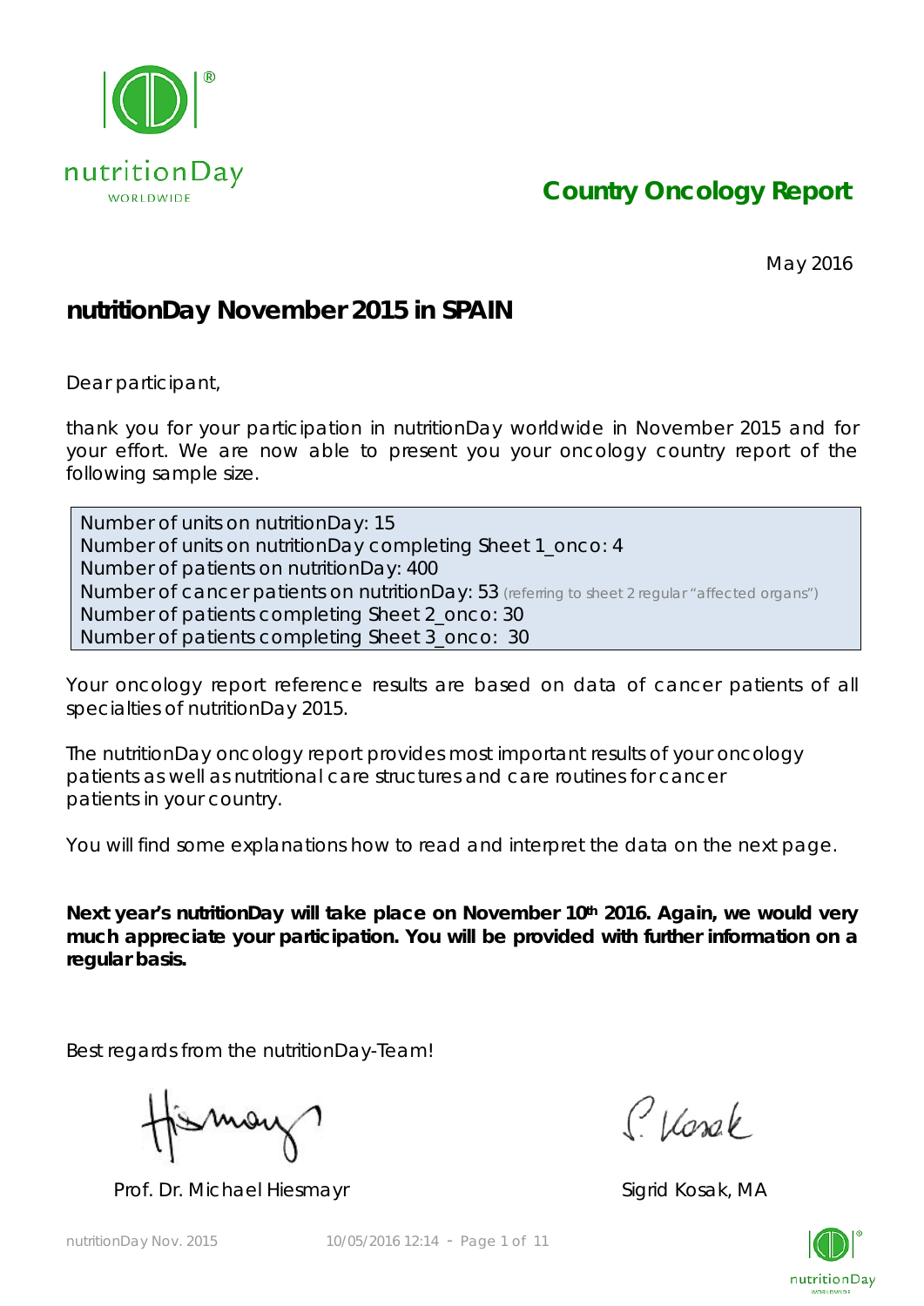# Country Oncology Report

May 2016

## nutritionDay November 2015 in SPAIN

Dear participant,

thank you for your participation in nutritionDay worldwide in November 2015 and for your effort. We are now able to present you your oncology country report of the following sample size.

Number of units on nutritionDay: 15
Number of units on nutritionDay completing Sheet 1_onco: 4
Number of patients on nutritionDay: 400
Number of cancer patients on nutritionDay: 53 (referring to sheet 2 regular "affected organs")
Number of patients completing Sheet 2_onco: 30
Number of patients completing Sheet 3_onco: 30

Your oncology report reference results are based on data of cancer patients of all specialties of nutritionDay 2015.

The nutritionDay oncology report provides most important results of your oncology patients as well as nutritional care structures and care routines for cancer patients in your country.

You will find some explanations how to read and interpret the data on the next page.

**Next year's nutritionDay will take place on November 10th 2016. Again, we would very much appreciate your participation. You will be provided with further information on a regular basis.**

Best regards from the nutritionDay-Team!

Prof. Dr. Michael Hiesmayr

Sigrid Kosak, MA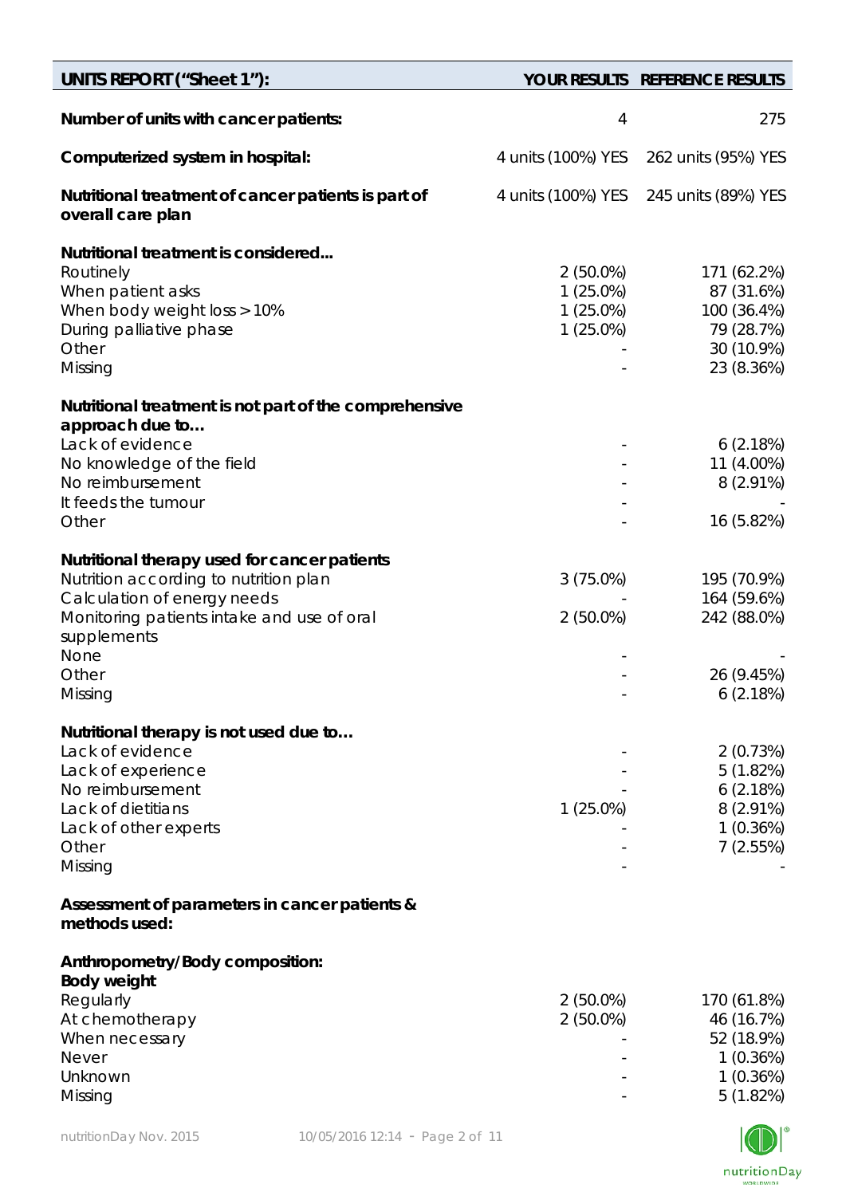| UNITS REPORT ("Sheet 1"): | YOUR RESULTS | REFERENCE RESULTS |
|---|---|---|
| **Number of units with cancer patients:** | 4 | 275 |
| **Computerized system in hospital:** | 4 units (100%) YES | 262 units (95%) YES |
| **Nutritional treatment of cancer patients is part of overall care plan** | 4 units (100%) YES | 245 units (89%) YES |
| **Nutritional treatment is considered...** | | |
| Routinely | 2 (50.0%) | 171 (62.2%) |
| When patient asks | 1 (25.0%) | 87 (31.6%) |
| When body weight loss > 10% | 1 (25.0%) | 100 (36.4%) |
| During palliative phase | 1 (25.0%) | 79 (28.7%) |
| Other | - | 30 (10.9%) |
| Missing | - | 23 (8.36%) |
| **Nutritional treatment is not part of the comprehensive approach due to…** | | |
| Lack of evidence | - | 6 (2.18%) |
| No knowledge of the field | - | 11 (4.00%) |
| No reimbursement | - | 8 (2.91%) |
| It feeds the tumour | - | - |
| Other | - | 16 (5.82%) |
| **Nutritional therapy used for cancer patients** | | |
| Nutrition according to nutrition plan | 3 (75.0%) | 195 (70.9%) |
| Calculation of energy needs | - | 164 (59.6%) |
| Monitoring patients intake and use of oral supplements | 2 (50.0%) | 242 (88.0%) |
| None | - | - |
| Other | - | 26 (9.45%) |
| Missing | - | 6 (2.18%) |
| **Nutritional therapy is not used due to…** | | |
| Lack of evidence | - | 2 (0.73%) |
| Lack of experience | - | 5 (1.82%) |
| No reimbursement | - | 6 (2.18%) |
| Lack of dietitians | 1 (25.0%) | 8 (2.91%) |
| Lack of other experts | - | 1 (0.36%) |
| Other | - | 7 (2.55%) |
| Missing | - | - |
| **Assessment of parameters in cancer patients & methods used:** | | |
| **Anthropometry/Body composition:** | | |
| **Body weight** | | |
| Regularly | 2 (50.0%) | 170 (61.8%) |
| At chemotherapy | 2 (50.0%) | 46 (16.7%) |
| When necessary | - | 52 (18.9%) |
| Never | - | 1 (0.36%) |
| Unknown | - | 1 (0.36%) |
| Missing | - | 5 (1.82%) |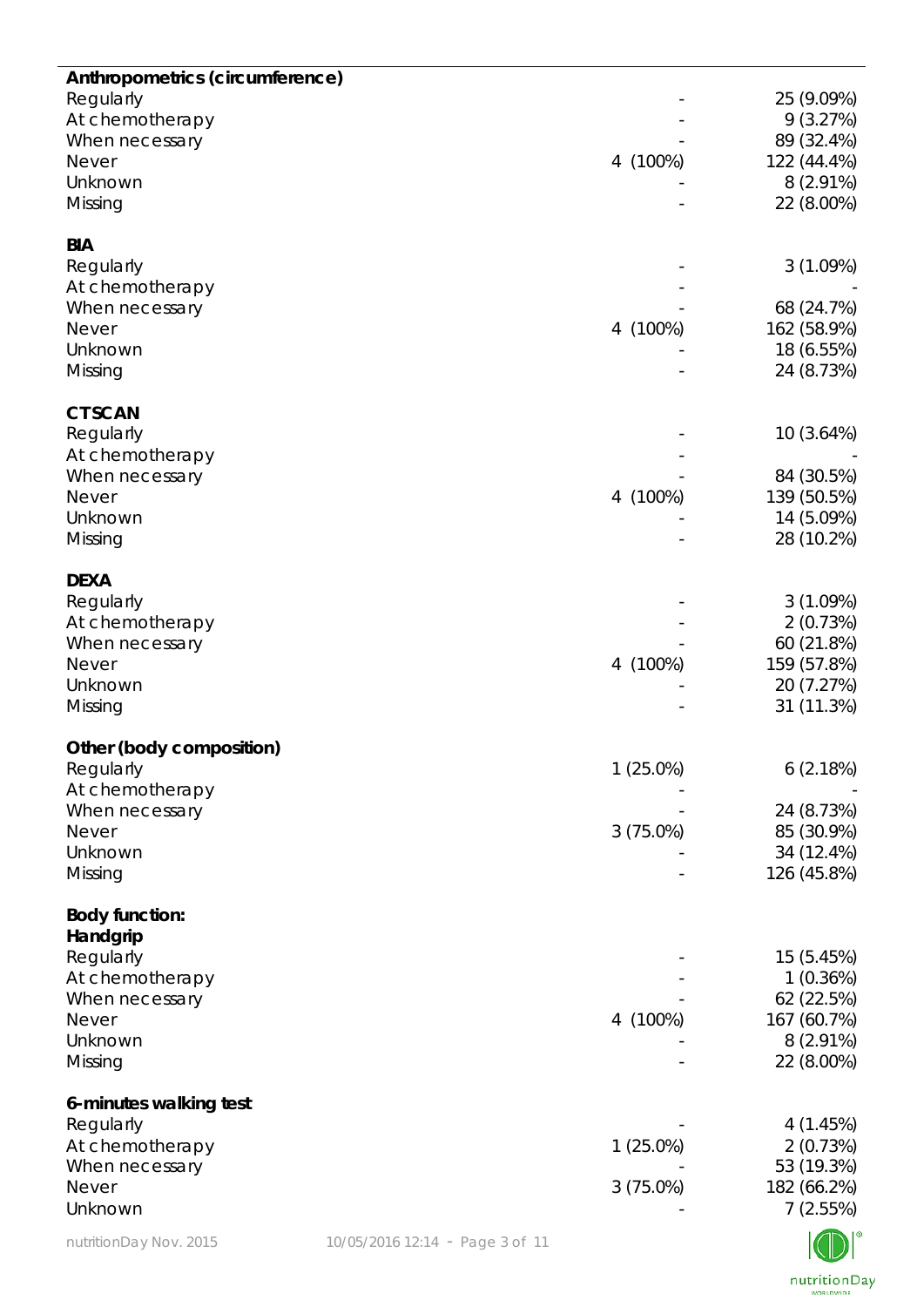| | | |
|---|---|---|
| **Anthropometrics (circumference)** | | |
| Regularly | - | 25 (9.09%) |
| At chemotherapy | - | 9 (3.27%) |
| When necessary | - | 89 (32.4%) |
| Never | 4 (100%) | 122 (44.4%) |
| Unknown | - | 8 (2.91%) |
| Missing | - | 22 (8.00%) |
| **BIA** | | |
| Regularly | - | 3 (1.09%) |
| At chemotherapy | - | - |
| When necessary | - | 68 (24.7%) |
| Never | 4 (100%) | 162 (58.9%) |
| Unknown | - | 18 (6.55%) |
| Missing | - | 24 (8.73%) |
| **CT SCAN** | | |
| Regularly | - | 10 (3.64%) |
| At chemotherapy | - | - |
| When necessary | - | 84 (30.5%) |
| Never | 4 (100%) | 139 (50.5%) |
| Unknown | - | 14 (5.09%) |
| Missing | - | 28 (10.2%) |
| **DEXA** | | |
| Regularly | - | 3 (1.09%) |
| At chemotherapy | - | 2 (0.73%) |
| When necessary | - | 60 (21.8%) |
| Never | 4 (100%) | 159 (57.8%) |
| Unknown | - | 20 (7.27%) |
| Missing | - | 31 (11.3%) |
| **Other (body composition)** | | |
| Regularly | 1 (25.0%) | 6 (2.18%) |
| At chemotherapy | - | - |
| When necessary | - | 24 (8.73%) |
| Never | 3 (75.0%) | 85 (30.9%) |
| Unknown | - | 34 (12.4%) |
| Missing | - | 126 (45.8%) |
| **Body function:** | | |
| **Handgrip** | | |
| Regularly | - | 15 (5.45%) |
| At chemotherapy | - | 1 (0.36%) |
| When necessary | - | 62 (22.5%) |
| Never | 4 (100%) | 167 (60.7%) |
| Unknown | - | 8 (2.91%) |
| Missing | - | 22 (8.00%) |
| **6-minutes walking test** | | |
| Regularly | - | 4 (1.45%) |
| At chemotherapy | 1 (25.0%) | 2 (0.73%) |
| When necessary | - | 53 (19.3%) |
| Never | 3 (75.0%) | 182 (66.2%) |
| Unknown | - | 7 (2.55%) |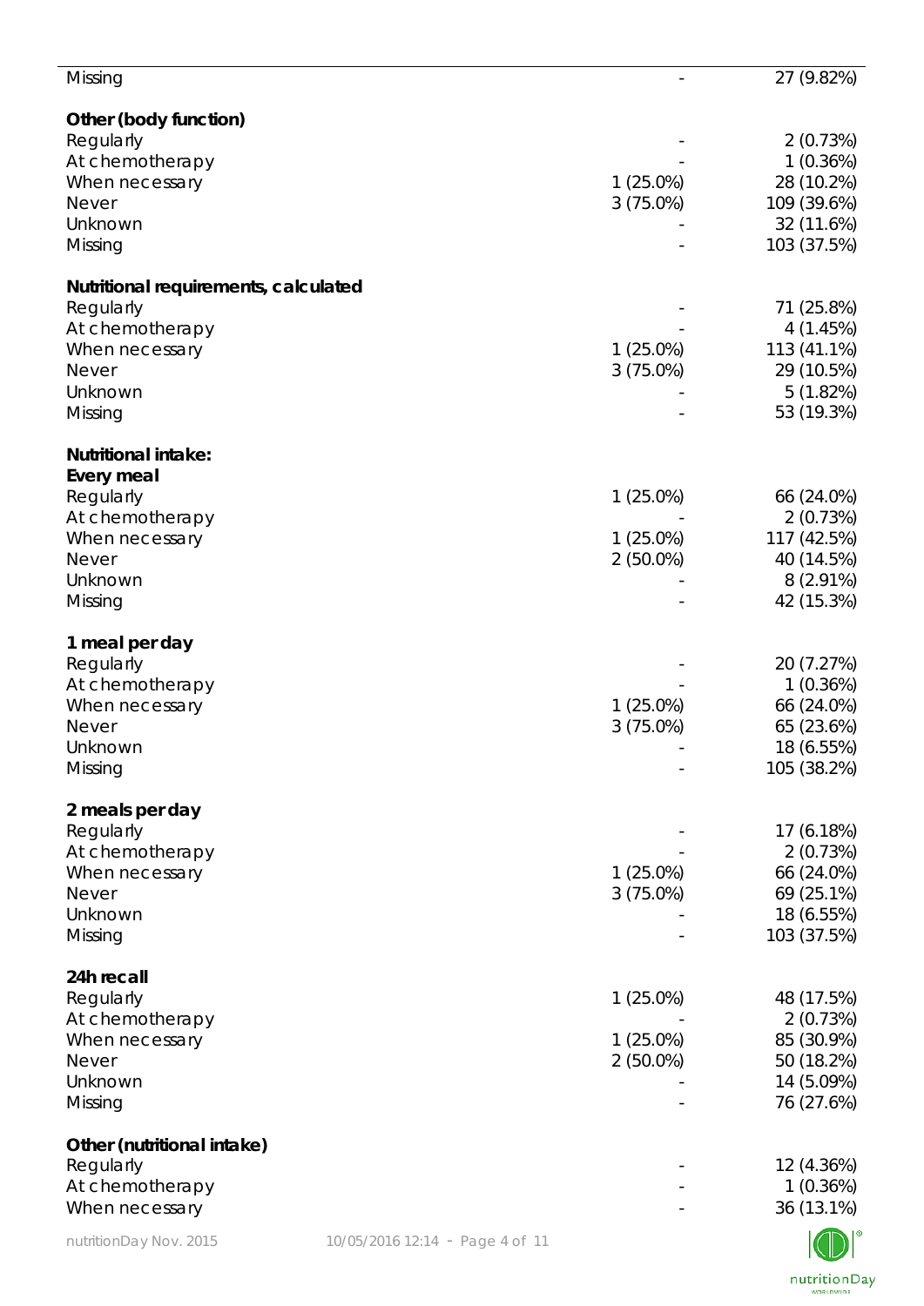| | | |
|---|---|---|
| Missing | - | 27 (9.82%) |
| **Other (body function)** | | |
| Regularly | - | 2 (0.73%) |
| At chemotherapy | - | 1 (0.36%) |
| When necessary | 1 (25.0%) | 28 (10.2%) |
| Never | 3 (75.0%) | 109 (39.6%) |
| Unknown | - | 32 (11.6%) |
| Missing | - | 103 (37.5%) |
| **Nutritional requirements, calculated** | | |
| Regularly | - | 71 (25.8%) |
| At chemotherapy | - | 4 (1.45%) |
| When necessary | 1 (25.0%) | 113 (41.1%) |
| Never | 3 (75.0%) | 29 (10.5%) |
| Unknown | - | 5 (1.82%) |
| Missing | - | 53 (19.3%) |
| **Nutritional intake:** | | |
| **Every meal** | | |
| Regularly | 1 (25.0%) | 66 (24.0%) |
| At chemotherapy | - | 2 (0.73%) |
| When necessary | 1 (25.0%) | 117 (42.5%) |
| Never | 2 (50.0%) | 40 (14.5%) |
| Unknown | - | 8 (2.91%) |
| Missing | - | 42 (15.3%) |
| **1 meal per day** | | |
| Regularly | - | 20 (7.27%) |
| At chemotherapy | - | 1 (0.36%) |
| When necessary | 1 (25.0%) | 66 (24.0%) |
| Never | 3 (75.0%) | 65 (23.6%) |
| Unknown | - | 18 (6.55%) |
| Missing | - | 105 (38.2%) |
| **2 meals per day** | | |
| Regularly | - | 17 (6.18%) |
| At chemotherapy | - | 2 (0.73%) |
| When necessary | 1 (25.0%) | 66 (24.0%) |
| Never | 3 (75.0%) | 69 (25.1%) |
| Unknown | - | 18 (6.55%) |
| Missing | - | 103 (37.5%) |
| **24h recall** | | |
| Regularly | 1 (25.0%) | 48 (17.5%) |
| At chemotherapy | - | 2 (0.73%) |
| When necessary | 1 (25.0%) | 85 (30.9%) |
| Never | 2 (50.0%) | 50 (18.2%) |
| Unknown | - | 14 (5.09%) |
| Missing | - | 76 (27.6%) |
| **Other (nutritional intake)** | | |
| Regularly | - | 12 (4.36%) |
| At chemotherapy | - | 1 (0.36%) |
| When necessary | - | 36 (13.1%) |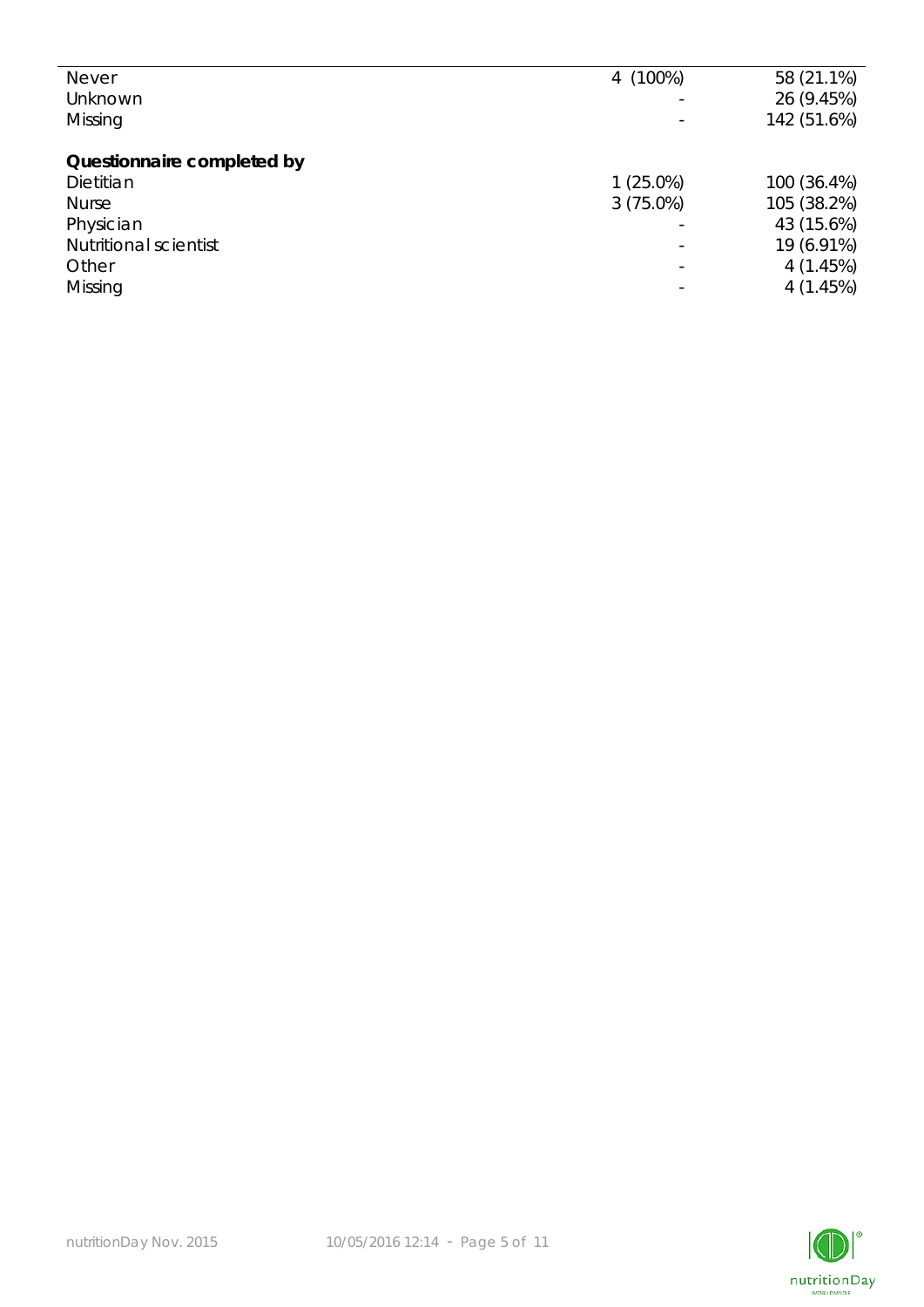| | | |
|---|---|---|
| Never | 4 (100%) | 58 (21.1%) |
| Unknown | - | 26 (9.45%) |
| Missing | - | 142 (51.6%) |
| **Questionnaire completed by** | | |
| Dietitian | 1 (25.0%) | 100 (36.4%) |
| Nurse | 3 (75.0%) | 105 (38.2%) |
| Physician | - | 43 (15.6%) |
| Nutritional scientist | - | 19 (6.91%) |
| Other | - | 4 (1.45%) |
| Missing | - | 4 (1.45%) |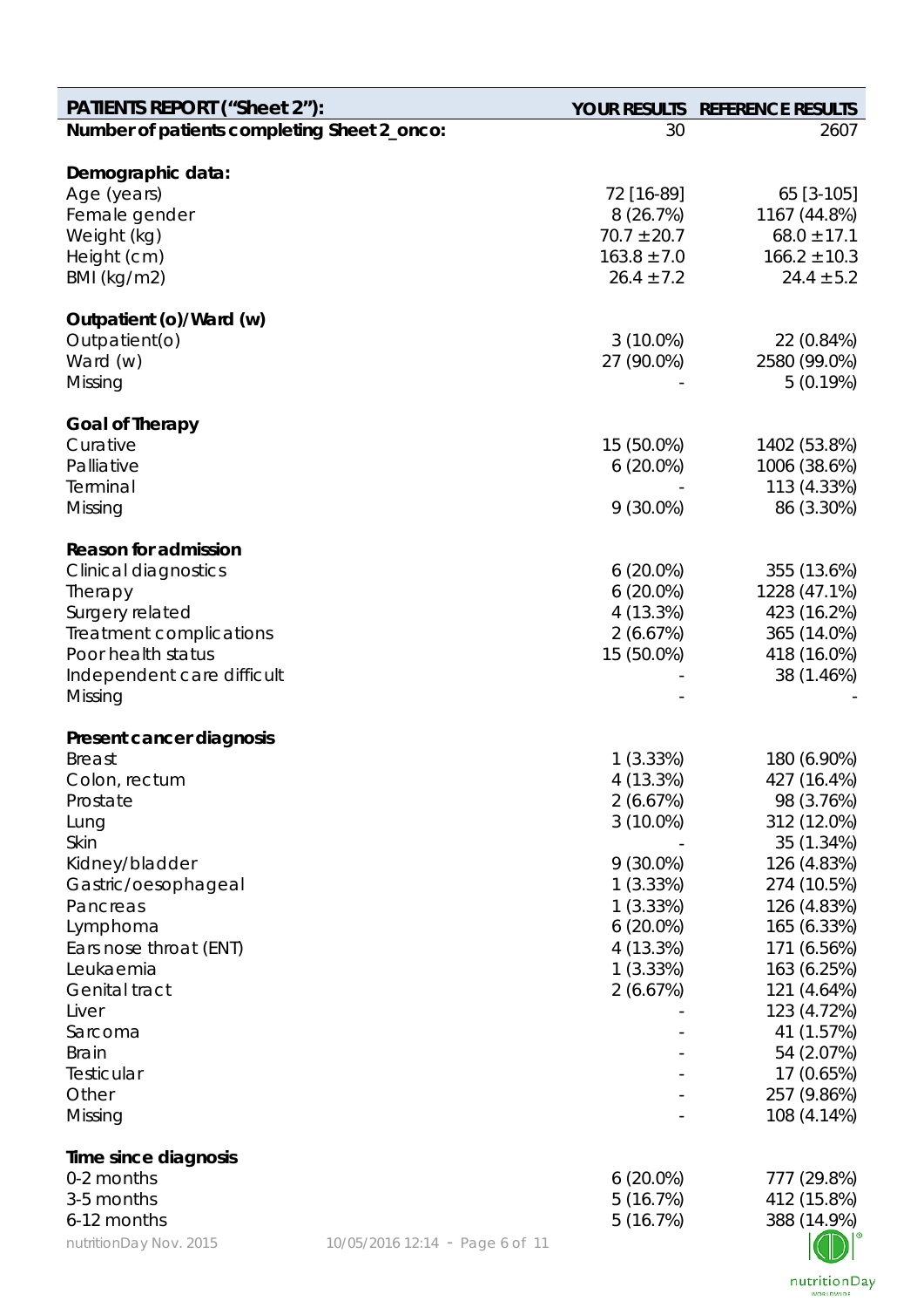| PATIENTS REPORT ("Sheet 2"): | YOUR RESULTS | REFERENCE RESULTS |
|---|---|---|
| **Number of patients completing Sheet 2_onco:** | 30 | 2607 |
| | | |
| **Demographic data:** | | |
| Age (years) | 72 [16-89] | 65 [3-105] |
| Female gender | 8 (26.7%) | 1167 (44.8%) |
| Weight (kg) | 70.7 ±20.7 | 68.0 ±17.1 |
| Height (cm) | 163.8 ±7.0 | 166.2 ±10.3 |
| BMI (kg/m2) | 26.4 ±7.2 | 24.4 ±5.2 |
| | | |
| **Outpatient (o)/Ward (w)** | | |
| Outpatient(o) | 3 (10.0%) | 22 (0.84%) |
| Ward (w) | 27 (90.0%) | 2580 (99.0%) |
| Missing | - | 5 (0.19%) |
| | | |
| **Goal of Therapy** | | |
| Curative | 15 (50.0%) | 1402 (53.8%) |
| Palliative | 6 (20.0%) | 1006 (38.6%) |
| Terminal | - | 113 (4.33%) |
| Missing | 9 (30.0%) | 86 (3.30%) |
| | | |
| **Reason for admission** | | |
| Clinical diagnostics | 6 (20.0%) | 355 (13.6%) |
| Therapy | 6 (20.0%) | 1228 (47.1%) |
| Surgery related | 4 (13.3%) | 423 (16.2%) |
| Treatment complications | 2 (6.67%) | 365 (14.0%) |
| Poor health status | 15 (50.0%) | 418 (16.0%) |
| Independent care difficult | - | 38 (1.46%) |
| Missing | - | - |
| | | |
| **Present cancer diagnosis** | | |
| Breast | 1 (3.33%) | 180 (6.90%) |
| Colon, rectum | 4 (13.3%) | 427 (16.4%) |
| Prostate | 2 (6.67%) | 98 (3.76%) |
| Lung | 3 (10.0%) | 312 (12.0%) |
| Skin | - | 35 (1.34%) |
| Kidney/bladder | 9 (30.0%) | 126 (4.83%) |
| Gastric/oesophageal | 1 (3.33%) | 274 (10.5%) |
| Pancreas | 1 (3.33%) | 126 (4.83%) |
| Lymphoma | 6 (20.0%) | 165 (6.33%) |
| Ears nose throat (ENT) | 4 (13.3%) | 171 (6.56%) |
| Leukaemia | 1 (3.33%) | 163 (6.25%) |
| Genital tract | 2 (6.67%) | 121 (4.64%) |
| Liver | - | 123 (4.72%) |
| Sarcoma | - | 41 (1.57%) |
| Brain | - | 54 (2.07%) |
| Testicular | - | 17 (0.65%) |
| Other | - | 257 (9.86%) |
| Missing | - | 108 (4.14%) |
| | | |
| **Time since diagnosis** | | |
| 0-2 months | 6 (20.0%) | 777 (29.8%) |
| 3-5 months | 5 (16.7%) | 412 (15.8%) |
| 6-12 months | 5 (16.7%) | 388 (14.9%) |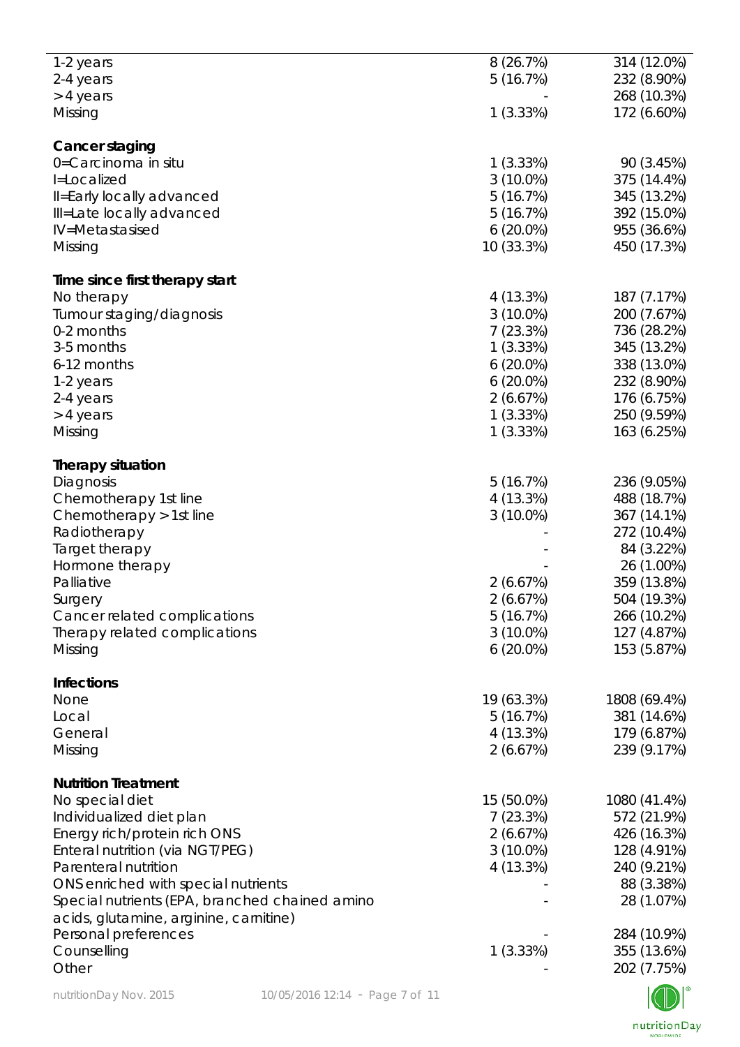| | | |
|---|---|---|
| 1-2 years | 8 (26.7%) | 314 (12.0%) |
| 2-4 years | 5 (16.7%) | 232 (8.90%) |
| > 4 years | - | 268 (10.3%) |
| Missing | 1 (3.33%) | 172 (6.60%) |
| **Cancer staging** | | |
| 0=Carcinoma in situ | 1 (3.33%) | 90 (3.45%) |
| I=Localized | 3 (10.0%) | 375 (14.4%) |
| II=Early locally advanced | 5 (16.7%) | 345 (13.2%) |
| III=Late locally advanced | 5 (16.7%) | 392 (15.0%) |
| IV=Metastasised | 6 (20.0%) | 955 (36.6%) |
| Missing | 10 (33.3%) | 450 (17.3%) |
| **Time since first therapy start** | | |
| No therapy | 4 (13.3%) | 187 (7.17%) |
| Tumour staging/diagnosis | 3 (10.0%) | 200 (7.67%) |
| 0-2 months | 7 (23.3%) | 736 (28.2%) |
| 3-5 months | 1 (3.33%) | 345 (13.2%) |
| 6-12 months | 6 (20.0%) | 338 (13.0%) |
| 1-2 years | 6 (20.0%) | 232 (8.90%) |
| 2-4 years | 2 (6.67%) | 176 (6.75%) |
| > 4 years | 1 (3.33%) | 250 (9.59%) |
| Missing | 1 (3.33%) | 163 (6.25%) |
| **Therapy situation** | | |
| Diagnosis | 5 (16.7%) | 236 (9.05%) |
| Chemotherapy 1st line | 4 (13.3%) | 488 (18.7%) |
| Chemotherapy > 1st line | 3 (10.0%) | 367 (14.1%) |
| Radiotherapy | - | 272 (10.4%) |
| Target therapy | - | 84 (3.22%) |
| Hormone therapy | - | 26 (1.00%) |
| Palliative | 2 (6.67%) | 359 (13.8%) |
| Surgery | 2 (6.67%) | 504 (19.3%) |
| Cancer related complications | 5 (16.7%) | 266 (10.2%) |
| Therapy related complications | 3 (10.0%) | 127 (4.87%) |
| Missing | 6 (20.0%) | 153 (5.87%) |
| **Infections** | | |
| None | 19 (63.3%) | 1808 (69.4%) |
| Local | 5 (16.7%) | 381 (14.6%) |
| General | 4 (13.3%) | 179 (6.87%) |
| Missing | 2 (6.67%) | 239 (9.17%) |
| **Nutrition Treatment** | | |
| No special diet | 15 (50.0%) | 1080 (41.4%) |
| Individualized diet plan | 7 (23.3%) | 572 (21.9%) |
| Energy rich/protein rich ONS | 2 (6.67%) | 426 (16.3%) |
| Enteral nutrition (via NGT/PEG) | 3 (10.0%) | 128 (4.91%) |
| Parenteral nutrition | 4 (13.3%) | 240 (9.21%) |
| ONS enriched with special nutrients | - | 88 (3.38%) |
| Special nutrients (EPA, branched chained amino acids, glutamine, arginine, carnitine) | - | 28 (1.07%) |
| Personal preferences | - | 284 (10.9%) |
| Counselling | 1 (3.33%) | 355 (13.6%) |
| Other | - | 202 (7.75%) |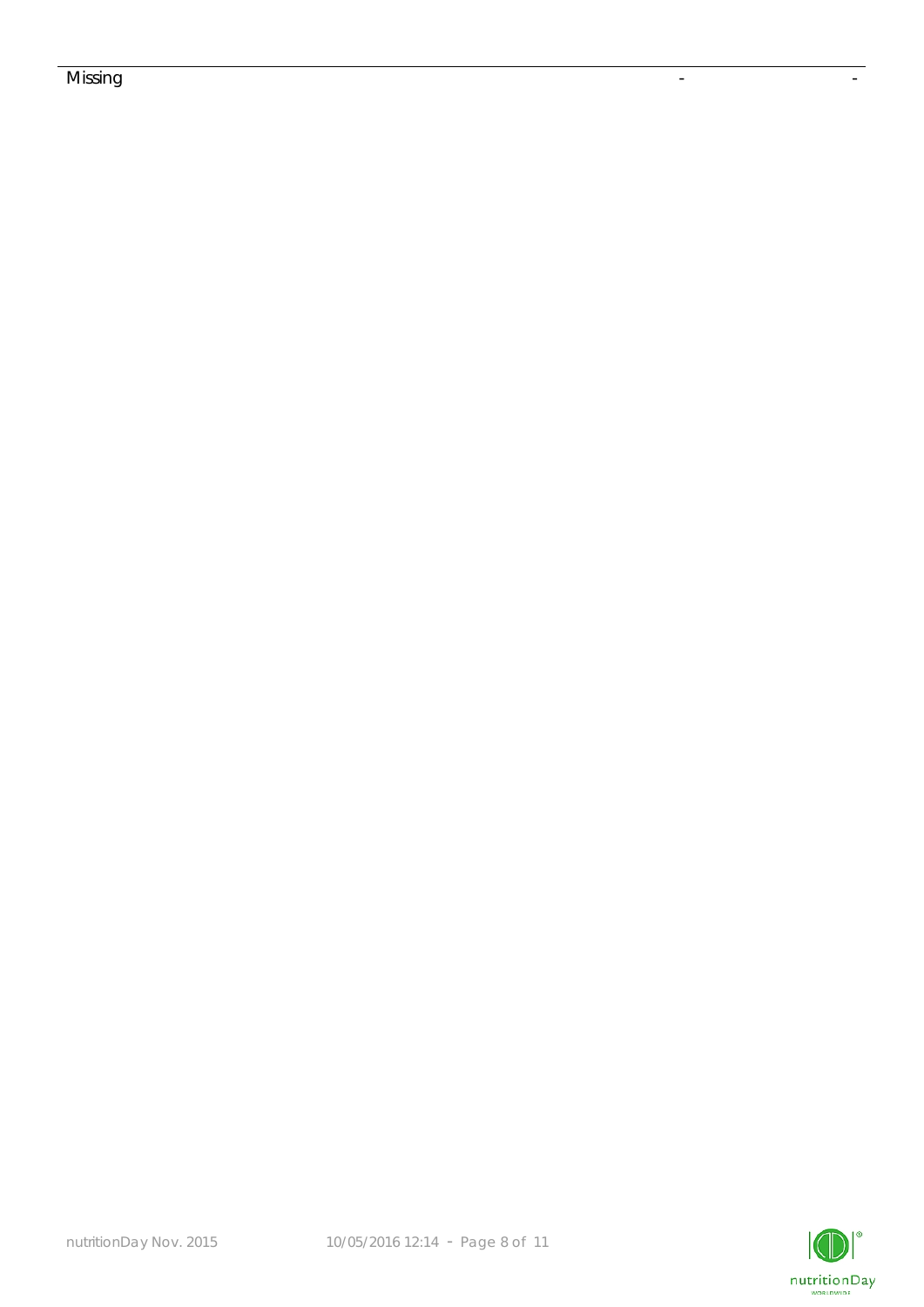| Missing | - | - |
| --- | --- | --- |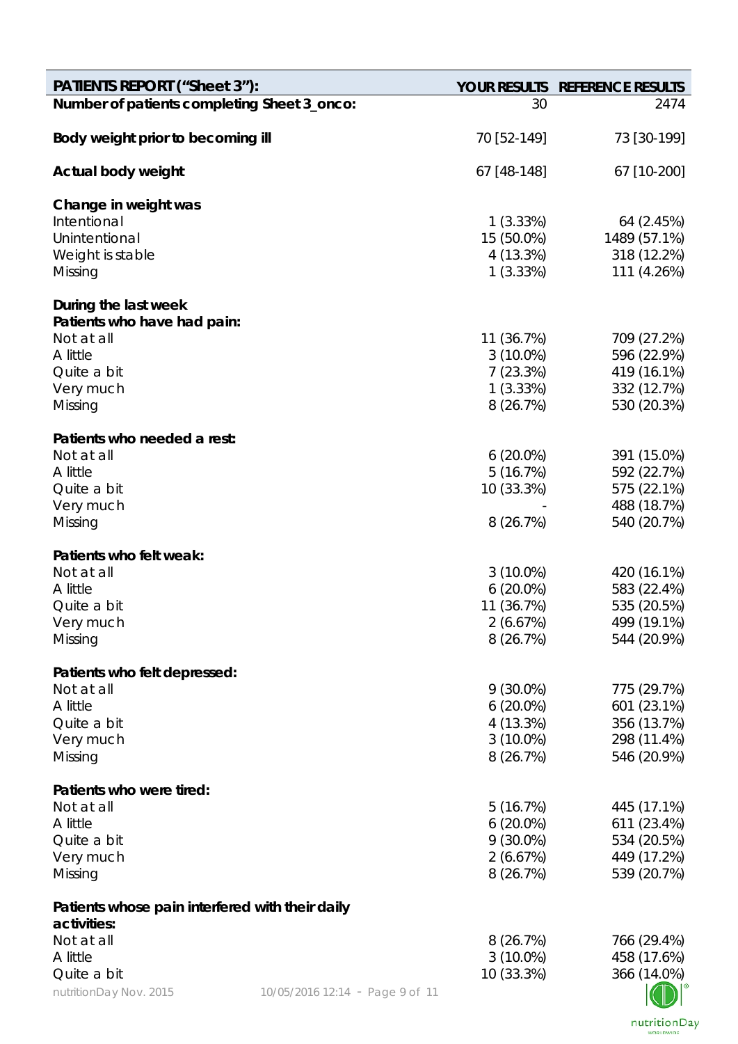| PATIENTS REPORT ("Sheet 3"): | YOUR RESULTS | REFERENCE RESULTS |
|---|---|---|
| **Number of patients completing Sheet 3_onco:** | 30 | 2474 |
| **Body weight prior to becoming ill** | 70 [52-149] | 73 [30-199] |
| **Actual body weight** | 67 [48-148] | 67 [10-200] |
| **Change in weight was** | | |
| Intentional | 1 (3.33%) | 64 (2.45%) |
| Unintentional | 15 (50.0%) | 1489 (57.1%) |
| Weight is stable | 4 (13.3%) | 318 (12.2%) |
| Missing | 1 (3.33%) | 111 (4.26%) |
| **During the last week** | | |
| **Patients who have had pain:** | | |
| Not at all | 11 (36.7%) | 709 (27.2%) |
| A little | 3 (10.0%) | 596 (22.9%) |
| Quite a bit | 7 (23.3%) | 419 (16.1%) |
| Very much | 1 (3.33%) | 332 (12.7%) |
| Missing | 8 (26.7%) | 530 (20.3%) |
| **Patients who needed a rest:** | | |
| Not at all | 6 (20.0%) | 391 (15.0%) |
| A little | 5 (16.7%) | 592 (22.7%) |
| Quite a bit | 10 (33.3%) | 575 (22.1%) |
| Very much | - | 488 (18.7%) |
| Missing | 8 (26.7%) | 540 (20.7%) |
| **Patients who felt weak:** | | |
| Not at all | 3 (10.0%) | 420 (16.1%) |
| A little | 6 (20.0%) | 583 (22.4%) |
| Quite a bit | 11 (36.7%) | 535 (20.5%) |
| Very much | 2 (6.67%) | 499 (19.1%) |
| Missing | 8 (26.7%) | 544 (20.9%) |
| **Patients who felt depressed:** | | |
| Not at all | 9 (30.0%) | 775 (29.7%) |
| A little | 6 (20.0%) | 601 (23.1%) |
| Quite a bit | 4 (13.3%) | 356 (13.7%) |
| Very much | 3 (10.0%) | 298 (11.4%) |
| Missing | 8 (26.7%) | 546 (20.9%) |
| **Patients who were tired:** | | |
| Not at all | 5 (16.7%) | 445 (17.1%) |
| A little | 6 (20.0%) | 611 (23.4%) |
| Quite a bit | 9 (30.0%) | 534 (20.5%) |
| Very much | 2 (6.67%) | 449 (17.2%) |
| Missing | 8 (26.7%) | 539 (20.7%) |
| **Patients whose pain interfered with their daily activities:** | | |
| Not at all | 8 (26.7%) | 766 (29.4%) |
| A little | 3 (10.0%) | 458 (17.6%) |
| Quite a bit | 10 (33.3%) | 366 (14.0%) |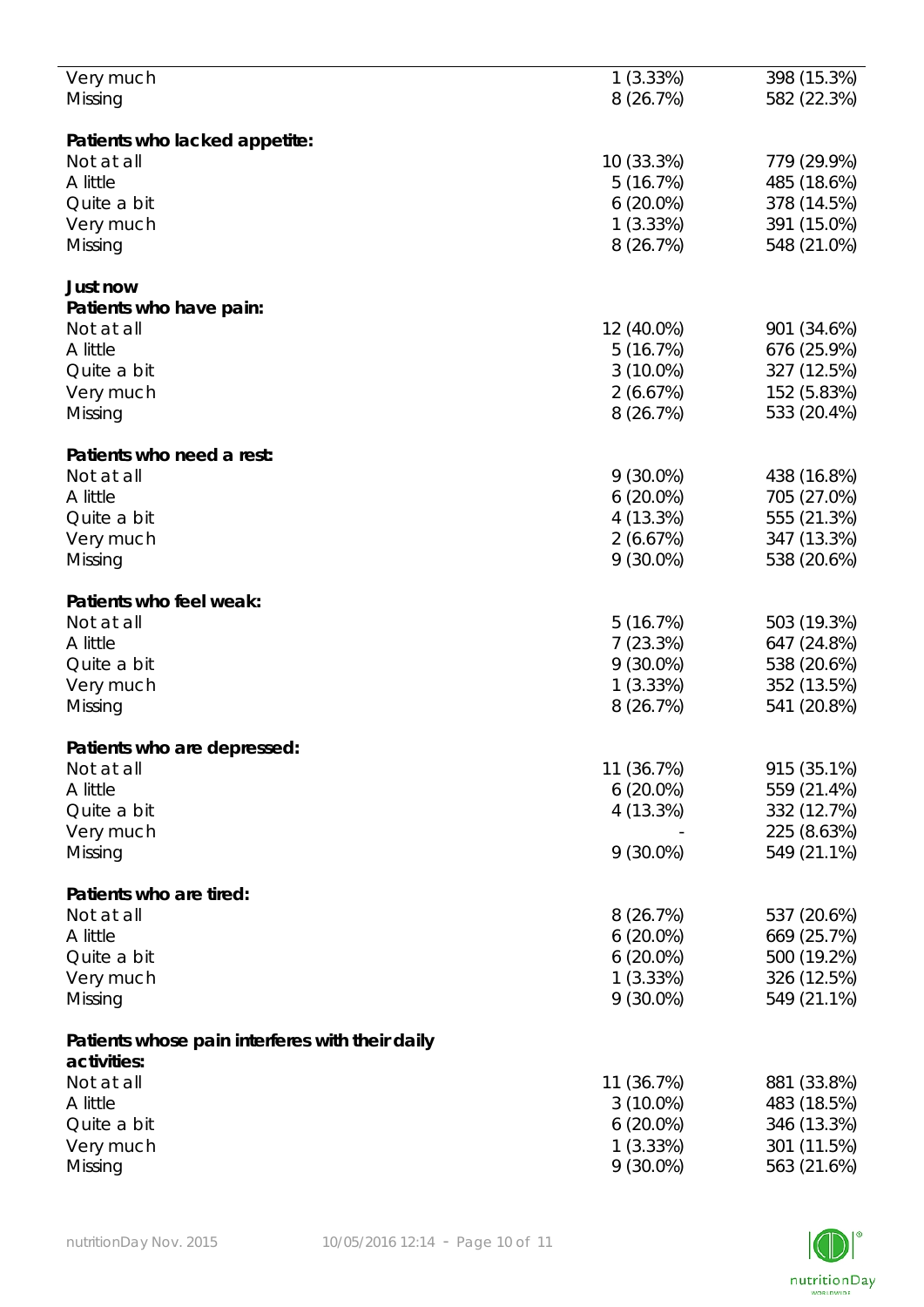| | | |
|---|---|---|
| Very much | 1 (3.33%) | 398 (15.3%) |
| Missing | 8 (26.7%) | 582 (22.3%) |
| | | |
| **Patients who lacked appetite:** | | |
| Not at all | 10 (33.3%) | 779 (29.9%) |
| A little | 5 (16.7%) | 485 (18.6%) |
| Quite a bit | 6 (20.0%) | 378 (14.5%) |
| Very much | 1 (3.33%) | 391 (15.0%) |
| Missing | 8 (26.7%) | 548 (21.0%) |
| | | |
| **Just now** | | |
| **Patients who have pain:** | | |
| Not at all | 12 (40.0%) | 901 (34.6%) |
| A little | 5 (16.7%) | 676 (25.9%) |
| Quite a bit | 3 (10.0%) | 327 (12.5%) |
| Very much | 2 (6.67%) | 152 (5.83%) |
| Missing | 8 (26.7%) | 533 (20.4%) |
| | | |
| **Patients who need a rest:** | | |
| Not at all | 9 (30.0%) | 438 (16.8%) |
| A little | 6 (20.0%) | 705 (27.0%) |
| Quite a bit | 4 (13.3%) | 555 (21.3%) |
| Very much | 2 (6.67%) | 347 (13.3%) |
| Missing | 9 (30.0%) | 538 (20.6%) |
| | | |
| **Patients who feel weak:** | | |
| Not at all | 5 (16.7%) | 503 (19.3%) |
| A little | 7 (23.3%) | 647 (24.8%) |
| Quite a bit | 9 (30.0%) | 538 (20.6%) |
| Very much | 1 (3.33%) | 352 (13.5%) |
| Missing | 8 (26.7%) | 541 (20.8%) |
| | | |
| **Patients who are depressed:** | | |
| Not at all | 11 (36.7%) | 915 (35.1%) |
| A little | 6 (20.0%) | 559 (21.4%) |
| Quite a bit | 4 (13.3%) | 332 (12.7%) |
| Very much | - | 225 (8.63%) |
| Missing | 9 (30.0%) | 549 (21.1%) |
| | | |
| **Patients who are tired:** | | |
| Not at all | 8 (26.7%) | 537 (20.6%) |
| A little | 6 (20.0%) | 669 (25.7%) |
| Quite a bit | 6 (20.0%) | 500 (19.2%) |
| Very much | 1 (3.33%) | 326 (12.5%) |
| Missing | 9 (30.0%) | 549 (21.1%) |
| | | |
| **Patients whose pain interferes with their daily activities:** | | |
| Not at all | 11 (36.7%) | 881 (33.8%) |
| A little | 3 (10.0%) | 483 (18.5%) |
| Quite a bit | 6 (20.0%) | 346 (13.3%) |
| Very much | 1 (3.33%) | 301 (11.5%) |
| Missing | 9 (30.0%) | 563 (21.6%) |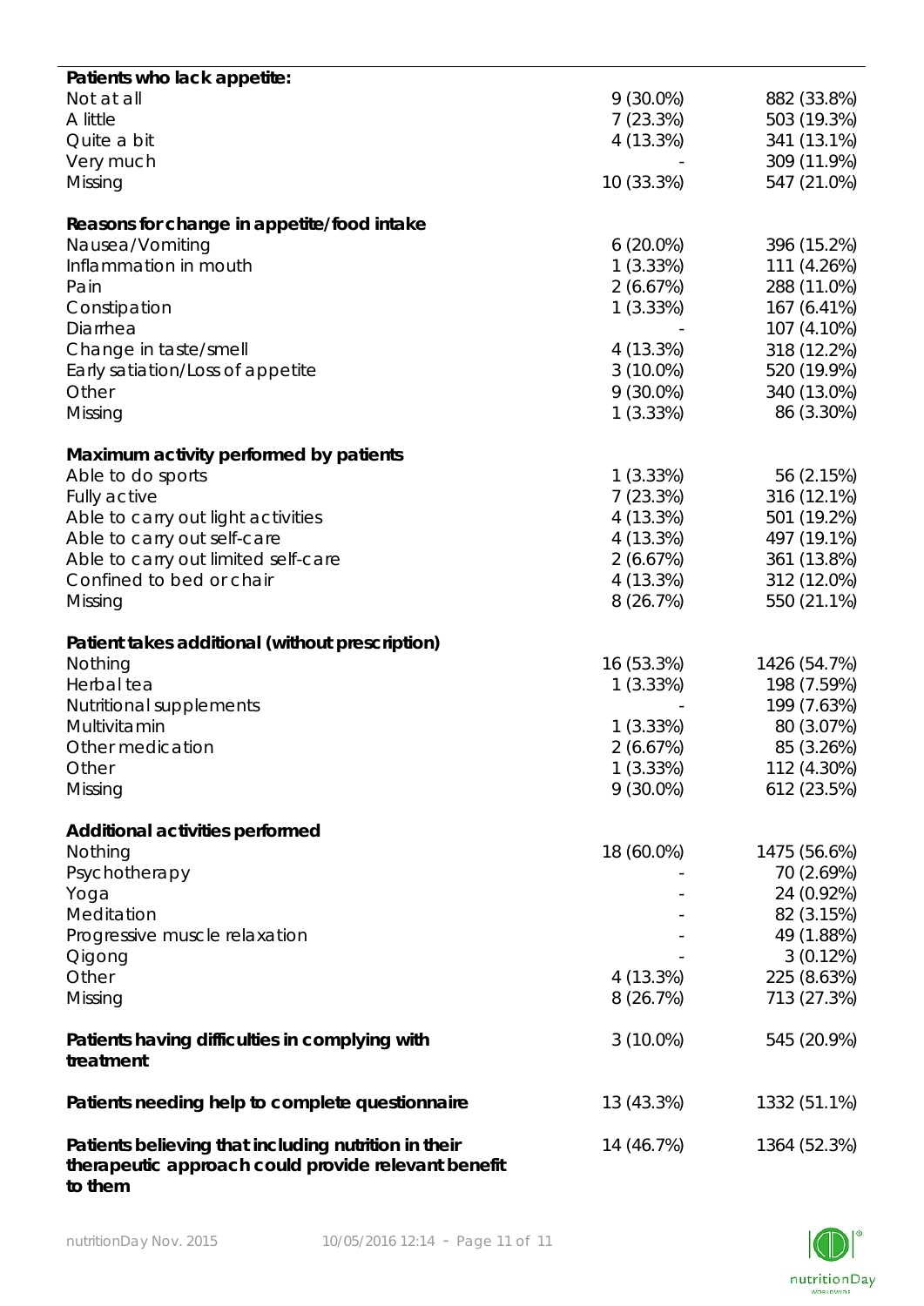| | | |
|---|---|---|
| **Patients who lack appetite:** | | |
| Not at all | 9 (30.0%) | 882 (33.8%) |
| A little | 7 (23.3%) | 503 (19.3%) |
| Quite a bit | 4 (13.3%) | 341 (13.1%) |
| Very much | - | 309 (11.9%) |
| Missing | 10 (33.3%) | 547 (21.0%) |
| **Reasons for change in appetite/food intake** | | |
| Nausea/Vomiting | 6 (20.0%) | 396 (15.2%) |
| Inflammation in mouth | 1 (3.33%) | 111 (4.26%) |
| Pain | 2 (6.67%) | 288 (11.0%) |
| Constipation | 1 (3.33%) | 167 (6.41%) |
| Diarrhea | - | 107 (4.10%) |
| Change in taste/smell | 4 (13.3%) | 318 (12.2%) |
| Early satiation/Loss of appetite | 3 (10.0%) | 520 (19.9%) |
| Other | 9 (30.0%) | 340 (13.0%) |
| Missing | 1 (3.33%) | 86 (3.30%) |
| **Maximum activity performed by patients** | | |
| Able to do sports | 1 (3.33%) | 56 (2.15%) |
| Fully active | 7 (23.3%) | 316 (12.1%) |
| Able to carry out light activities | 4 (13.3%) | 501 (19.2%) |
| Able to carry out self-care | 4 (13.3%) | 497 (19.1%) |
| Able to carry out limited self-care | 2 (6.67%) | 361 (13.8%) |
| Confined to bed or chair | 4 (13.3%) | 312 (12.0%) |
| Missing | 8 (26.7%) | 550 (21.1%) |
| **Patient takes additional (without prescription)** | | |
| Nothing | 16 (53.3%) | 1426 (54.7%) |
| Herbal tea | 1 (3.33%) | 198 (7.59%) |
| Nutritional supplements | - | 199 (7.63%) |
| Multivitamin | 1 (3.33%) | 80 (3.07%) |
| Other medication | 2 (6.67%) | 85 (3.26%) |
| Other | 1 (3.33%) | 112 (4.30%) |
| Missing | 9 (30.0%) | 612 (23.5%) |
| **Additional activities performed** | | |
| Nothing | 18 (60.0%) | 1475 (56.6%) |
| Psychotherapy | - | 70 (2.69%) |
| Yoga | - | 24 (0.92%) |
| Meditation | - | 82 (3.15%) |
| Progressive muscle relaxation | - | 49 (1.88%) |
| Qigong | - | 3 (0.12%) |
| Other | 4 (13.3%) | 225 (8.63%) |
| Missing | 8 (26.7%) | 713 (27.3%) |
| **Patients having difficulties in complying with treatment** | 3 (10.0%) | 545 (20.9%) |
| **Patients needing help to complete questionnaire** | 13 (43.3%) | 1332 (51.1%) |
| **Patients believing that including nutrition in their therapeutic approach could provide relevant benefit to them** | 14 (46.7%) | 1364 (52.3%) |